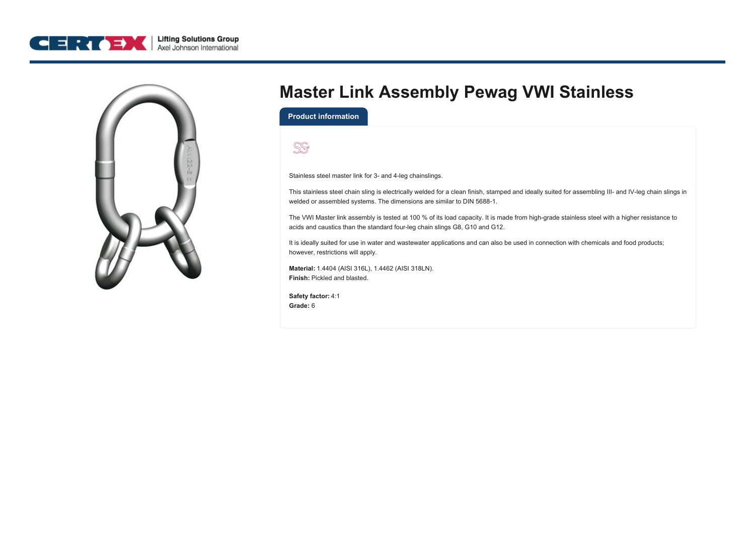# Master Link Assembly Pewag VWI Stainless

## Product information

Stainless steel master link for 3- and 4-leg chainslings.

This stainless steel chain sling is electrically welded for a clean finish, stamped and ideally suited for assembling III- and IV-leg chain slings in welded or assembled systems. The dimensions are similar to DIN 5688-1.

The VWI Master link assembly is tested at 100 % of its load capacity. It is made from high-grade stainless steel with a higher resistance to acids and caustics than the standard four-leg chain slings G8, G10 and G12.

It is ideally suited for use in water and wastewater applications and can also be used in connection with chemicals and food products; however, restrictions will apply.

**Material:** 1.4404 (AISI 316L), 1.4462 (AISI 318LN).
**Finish:** Pickled and blasted.

**Safety factor:** 4:1
**Grade:** 6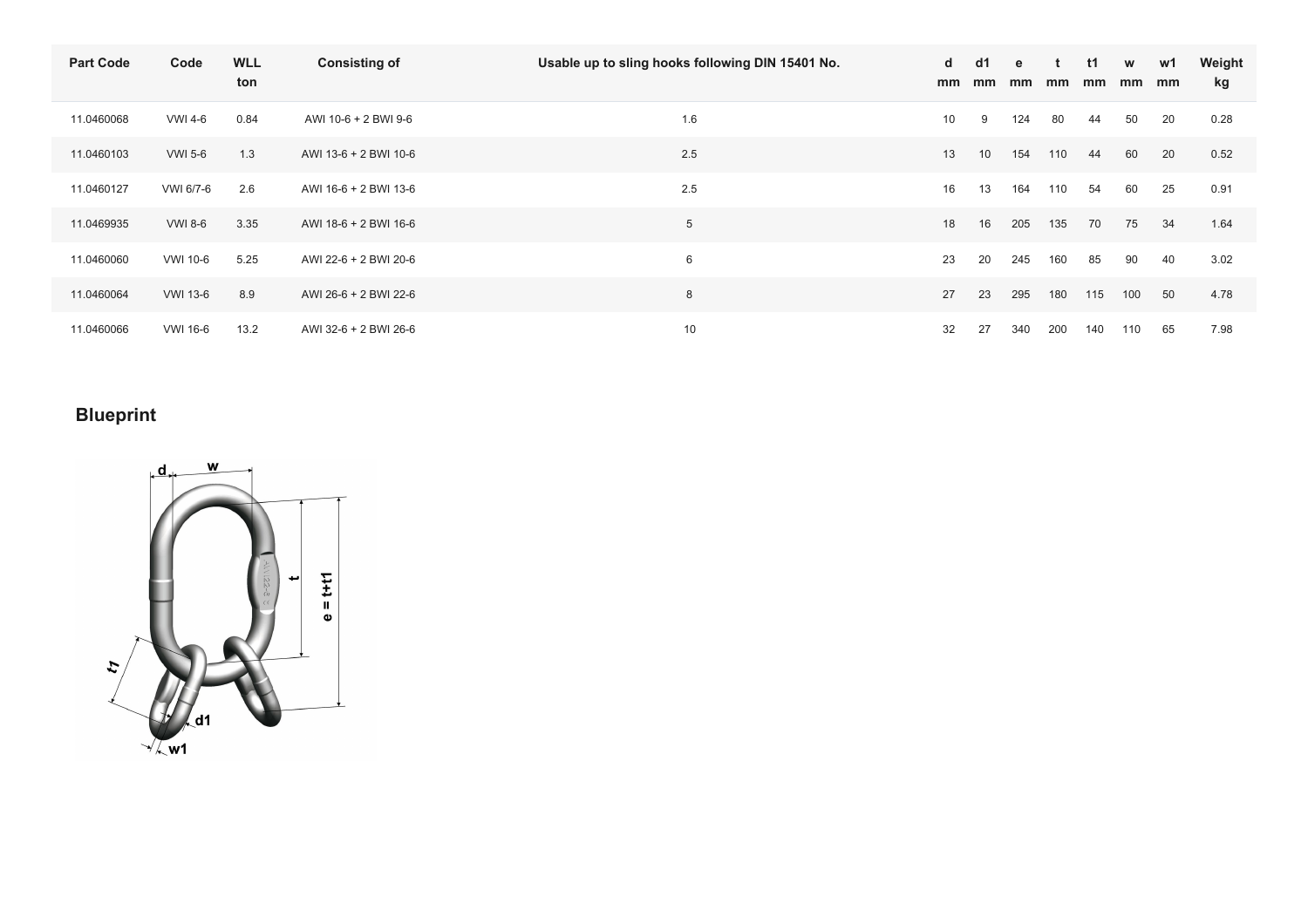| Part Code | Code | WLL ton | Consisting of | Usable up to sling hooks following DIN 15401 No. | d mm | d1 mm | e mm | t mm | t1 mm | w mm | w1 mm | Weight kg |
|---|---|---|---|---|---|---|---|---|---|---|---|---|
| 11.0460068 | VWI 4-6 | 0.84 | AWI 10-6 + 2 BWI 9-6 | 1.6 | 10 | 9 | 124 | 80 | 44 | 50 | 20 | 0.28 |
| 11.0460103 | VWI 5-6 | 1.3 | AWI 13-6 + 2 BWI 10-6 | 2.5 | 13 | 10 | 154 | 110 | 44 | 60 | 20 | 0.52 |
| 11.0460127 | VWI 6/7-6 | 2.6 | AWI 16-6 + 2 BWI 13-6 | 2.5 | 16 | 13 | 164 | 110 | 54 | 60 | 25 | 0.91 |
| 11.0469935 | VWI 8-6 | 3.35 | AWI 18-6 + 2 BWI 16-6 | 5 | 18 | 16 | 205 | 135 | 70 | 75 | 34 | 1.64 |
| 11.0460060 | VWI 10-6 | 5.25 | AWI 22-6 + 2 BWI 20-6 | 6 | 23 | 20 | 245 | 160 | 85 | 90 | 40 | 3.02 |
| 11.0460064 | VWI 13-6 | 8.9 | AWI 26-6 + 2 BWI 22-6 | 8 | 27 | 23 | 295 | 180 | 115 | 100 | 50 | 4.78 |
| 11.0460066 | VWI 16-6 | 13.2 | AWI 32-6 + 2 BWI 26-6 | 10 | 32 | 27 | 340 | 200 | 140 | 110 | 65 | 7.98 |

## Blueprint

d
w
t
e = t+t1
t1
d1
w1